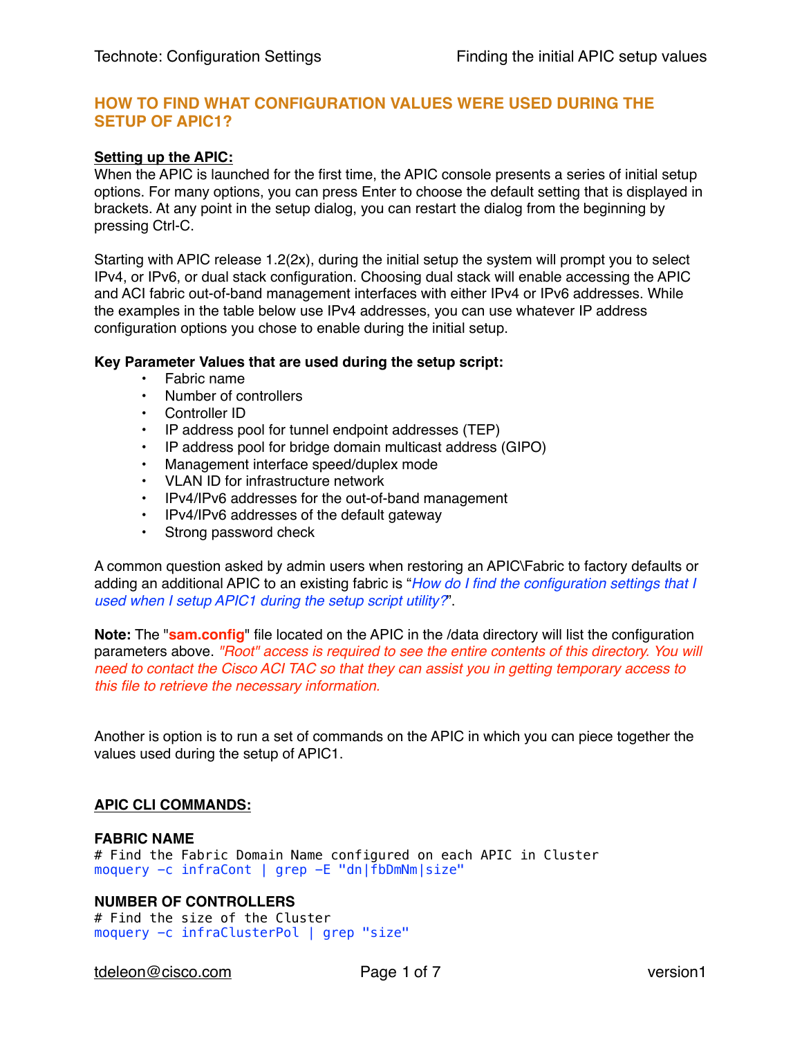## HOW TO FIND WHAT CONFIGURATION VALUES WERE USED DURING THE SETUP OF APIC1?

**Setting up the APIC:**

When the APIC is launched for the first time, the APIC console presents a series of initial setup options. For many options, you can press Enter to choose the default setting that is displayed in brackets. At any point in the setup dialog, you can restart the dialog from the beginning by pressing Ctrl-C.

Starting with APIC release 1.2(2x), during the initial setup the system will prompt you to select IPv4, or IPv6, or dual stack configuration. Choosing dual stack will enable accessing the APIC and ACI fabric out-of-band management interfaces with either IPv4 or IPv6 addresses. While the examples in the table below use IPv4 addresses, you can use whatever IP address configuration options you chose to enable during the initial setup.

**Key Parameter Values that are used during the setup script:**

- Fabric name
- Number of controllers
- Controller ID
- IP address pool for tunnel endpoint addresses (TEP)
- IP address pool for bridge domain multicast address (GIPO)
- Management interface speed/duplex mode
- VLAN ID for infrastructure network
- IPv4/IPv6 addresses for the out-of-band management
- IPv4/IPv6 addresses of the default gateway
- Strong password check

A common question asked by admin users when restoring an APIC\Fabric to factory defaults or adding an additional APIC to an existing fabric is "*How do I find the configuration settings that I used when I setup APIC1 during the setup script utility?*".

**Note:** The "**sam.config**" file located on the APIC in the /data directory will list the configuration parameters above. *"Root" access is required to see the entire contents of this directory. You will need to contact the Cisco ACI TAC so that they can assist you in getting temporary access to this file to retrieve the necessary information.*

Another is option is to run a set of commands on the APIC in which you can piece together the values used during the setup of APIC1.

**APIC CLI COMMANDS:**

**FABRIC NAME**

```
# Find the Fabric Domain Name configured on each APIC in Cluster
moquery -c infraCont | grep -E "dn|fbDmNm|size"
```

**NUMBER OF CONTROLLERS**

```
# Find the size of the Cluster
moquery -c infraClusterPol | grep "size"
```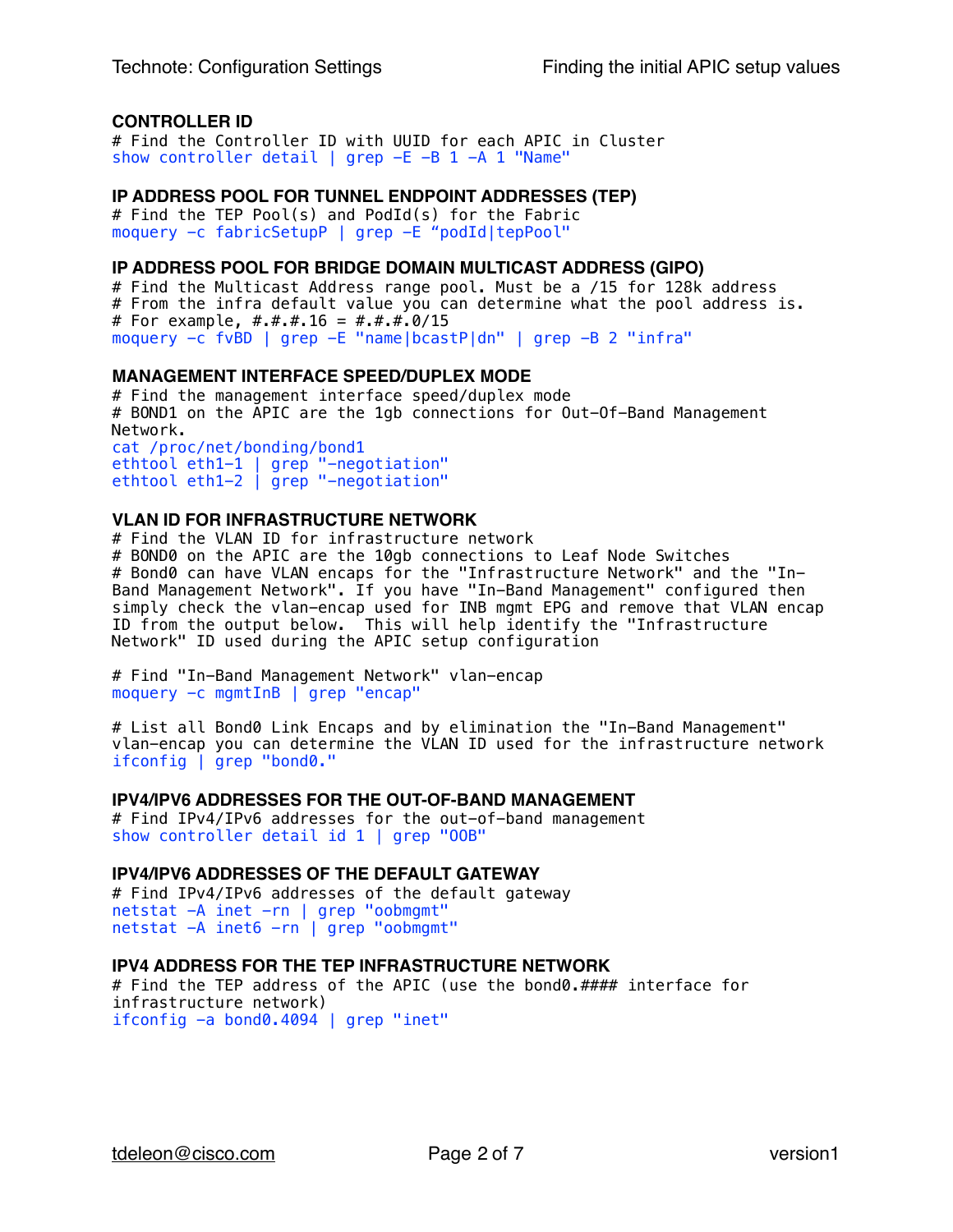### CONTROLLER ID

```
# Find the Controller ID with UUID for each APIC in Cluster
show controller detail | grep -E -B 1 -A 1 "Name"
```

### IP ADDRESS POOL FOR TUNNEL ENDPOINT ADDRESSES (TEP)

```
# Find the TEP Pool(s) and PodId(s) for the Fabric
moquery -c fabricSetupP | grep -E "podId|tepPool"
```

### IP ADDRESS POOL FOR BRIDGE DOMAIN MULTICAST ADDRESS (GIPO)

```
# Find the Multicast Address range pool. Must be a /15 for 128k address
# From the infra default value you can determine what the pool address is.
# For example, #.#.#.16 = #.#.#.0/15
moquery -c fvBD | grep -E "name|bcastP|dn" | grep -B 2 "infra"
```

### MANAGEMENT INTERFACE SPEED/DUPLEX MODE

```
# Find the management interface speed/duplex mode
# BOND1 on the APIC are the 1gb connections for Out-Of-Band Management
Network.
cat /proc/net/bonding/bond1
ethtool eth1-1 | grep "-negotiation"
ethtool eth1-2 | grep "-negotiation"
```

### VLAN ID FOR INFRASTRUCTURE NETWORK

```
# Find the VLAN ID for infrastructure network
# BOND0 on the APIC are the 10gb connections to Leaf Node Switches
# Bond0 can have VLAN encaps for the "Infrastructure Network" and the "In-
Band Management Network". If you have "In-Band Management" configured then
simply check the vlan-encap used for INB mgmt EPG and remove that VLAN encap
ID from the output below.  This will help identify the "Infrastructure
Network" ID used during the APIC setup configuration

# Find "In-Band Management Network" vlan-encap
moquery -c mgmtInB | grep "encap"

# List all Bond0 Link Encaps and by elimination the "In-Band Management"
vlan-encap you can determine the VLAN ID used for the infrastructure network
ifconfig | grep "bond0."
```

### IPV4/IPV6 ADDRESSES FOR THE OUT-OF-BAND MANAGEMENT

```
# Find IPv4/IPv6 addresses for the out-of-band management
show controller detail id 1 | grep "OOB"
```

### IPV4/IPV6 ADDRESSES OF THE DEFAULT GATEWAY

```
# Find IPv4/IPv6 addresses of the default gateway
netstat -A inet -rn | grep "oobmgmt"
netstat -A inet6 -rn | grep "oobmgmt"
```

### IPV4 ADDRESS FOR THE TEP INFRASTRUCTURE NETWORK

```
# Find the TEP address of the APIC (use the bond0.#### interface for
infrastructure network)
ifconfig -a bond0.4094 | grep "inet"
```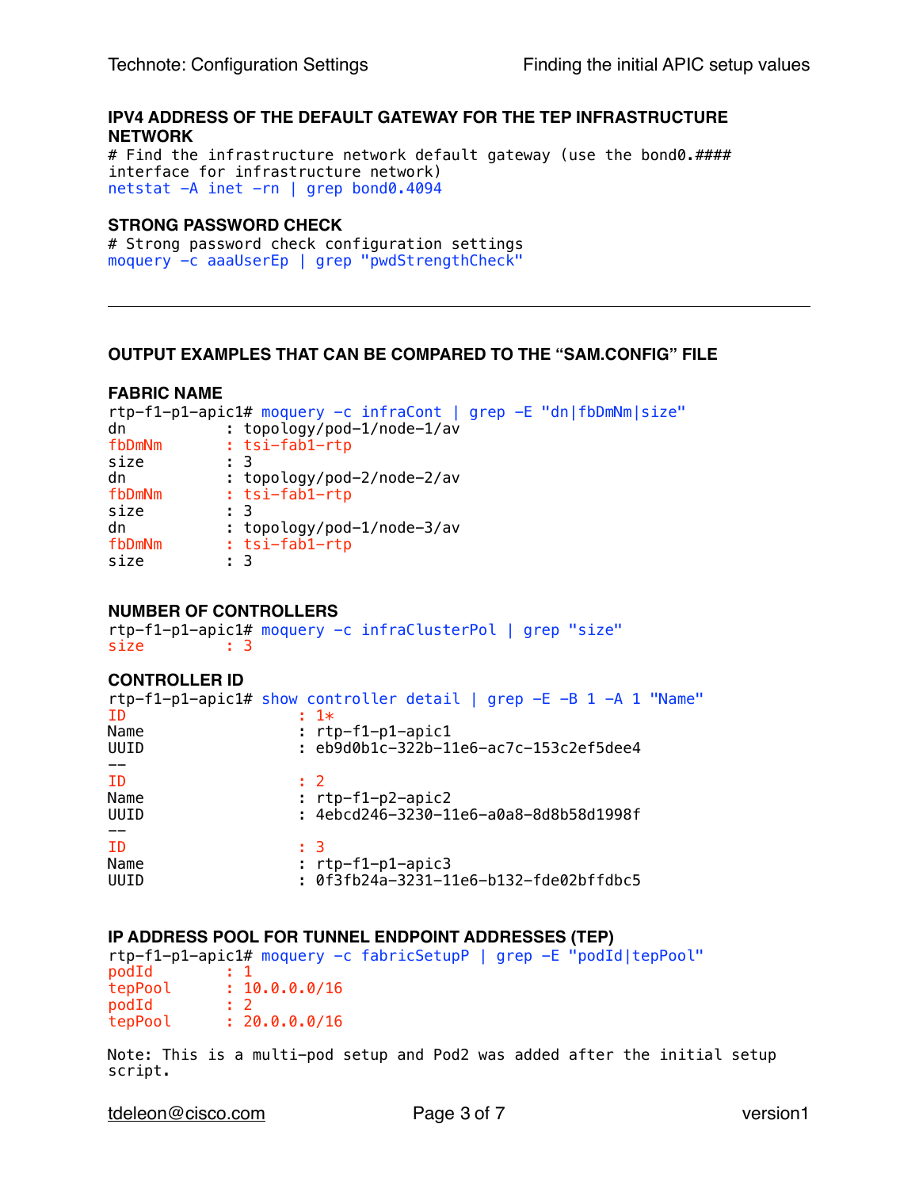### IPV4 ADDRESS OF THE DEFAULT GATEWAY FOR THE TEP INFRASTRUCTURE NETWORK

```
# Find the infrastructure network default gateway (use the bond0.####
interface for infrastructure network)
netstat -A inet -rn | grep bond0.4094
```

### STRONG PASSWORD CHECK

```
# Strong password check configuration settings
moquery -c aaaUserEp | grep "pwdStrengthCheck"
```

---

### OUTPUT EXAMPLES THAT CAN BE COMPARED TO THE “SAM.CONFIG” FILE

### FABRIC NAME

```
rtp-f1-p1-apic1# moquery -c infraCont | grep -E "dn|fbDmNm|size"
dn           : topology/pod-1/node-1/av
fbDmNm       : tsi-fab1-rtp
size         : 3
dn           : topology/pod-2/node-2/av
fbDmNm       : tsi-fab1-rtp
size         : 3
dn           : topology/pod-1/node-3/av
fbDmNm       : tsi-fab1-rtp
size         : 3
```

### NUMBER OF CONTROLLERS

```
rtp-f1-p1-apic1# moquery -c infraClusterPol | grep "size"
size         : 3
```

### CONTROLLER ID

```
rtp-f1-p1-apic1# show controller detail | grep -E -B 1 -A 1 "Name"
ID                    : 1*
Name                  : rtp-f1-p1-apic1
UUID                  : eb9d0b1c-322b-11e6-ac7c-153c2ef5dee4
--
ID                    : 2
Name                  : rtp-f1-p2-apic2
UUID                  : 4ebcd246-3230-11e6-a0a8-8d8b58d1998f
--
ID                    : 3
Name                  : rtp-f1-p1-apic3
UUID                  : 0f3fb24a-3231-11e6-b132-fde02bffdbc5
```

### IP ADDRESS POOL FOR TUNNEL ENDPOINT ADDRESSES (TEP)

```
rtp-f1-p1-apic1# moquery -c fabricSetupP | grep -E "podId|tepPool"
podId        : 1
tepPool      : 10.0.0.0/16
podId        : 2
tepPool      : 20.0.0.0/16
```

Note: This is a multi-pod setup and Pod2 was added after the initial setup script.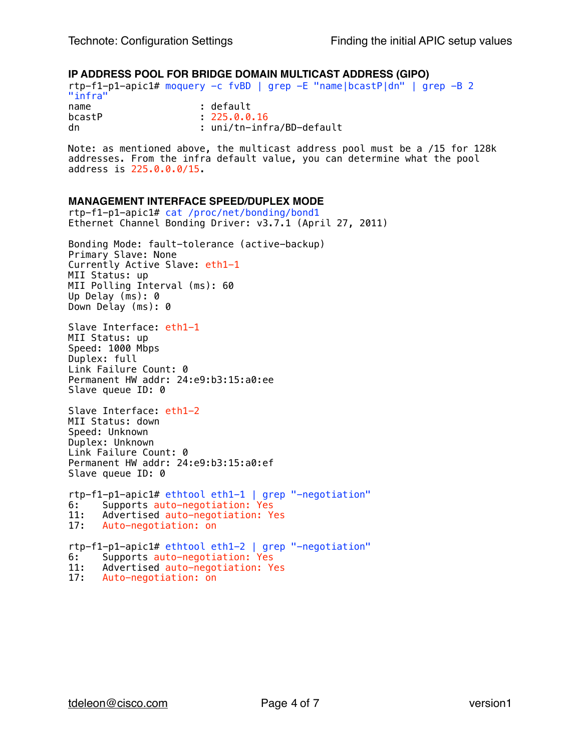### IP ADDRESS POOL FOR BRIDGE DOMAIN MULTICAST ADDRESS (GIPO)

```
rtp-f1-p1-apic1# moquery -c fvBD | grep -E "name|bcastP|dn" | grep -B 2
"infra"
name                    : default
bcastP                  : 225.0.0.16
dn                      : uni/tn-infra/BD-default
```

Note: as mentioned above, the multicast address pool must be a /15 for 128k addresses. From the infra default value, you can determine what the pool address is 225.0.0.0/15.

### MANAGEMENT INTERFACE SPEED/DUPLEX MODE

```
rtp-f1-p1-apic1# cat /proc/net/bonding/bond1
Ethernet Channel Bonding Driver: v3.7.1 (April 27, 2011)

Bonding Mode: fault-tolerance (active-backup)
Primary Slave: None
Currently Active Slave: eth1-1
MII Status: up
MII Polling Interval (ms): 60
Up Delay (ms): 0
Down Delay (ms): 0

Slave Interface: eth1-1
MII Status: up
Speed: 1000 Mbps
Duplex: full
Link Failure Count: 0
Permanent HW addr: 24:e9:b3:15:a0:ee
Slave queue ID: 0

Slave Interface: eth1-2
MII Status: down
Speed: Unknown
Duplex: Unknown
Link Failure Count: 0
Permanent HW addr: 24:e9:b3:15:a0:ef
Slave queue ID: 0

rtp-f1-p1-apic1# ethtool eth1-1 | grep "-negotiation"
6:    Supports auto-negotiation: Yes
11:   Advertised auto-negotiation: Yes
17:   Auto-negotiation: on

rtp-f1-p1-apic1# ethtool eth1-2 | grep "-negotiation"
6:    Supports auto-negotiation: Yes
11:   Advertised auto-negotiation: Yes
17:   Auto-negotiation: on
```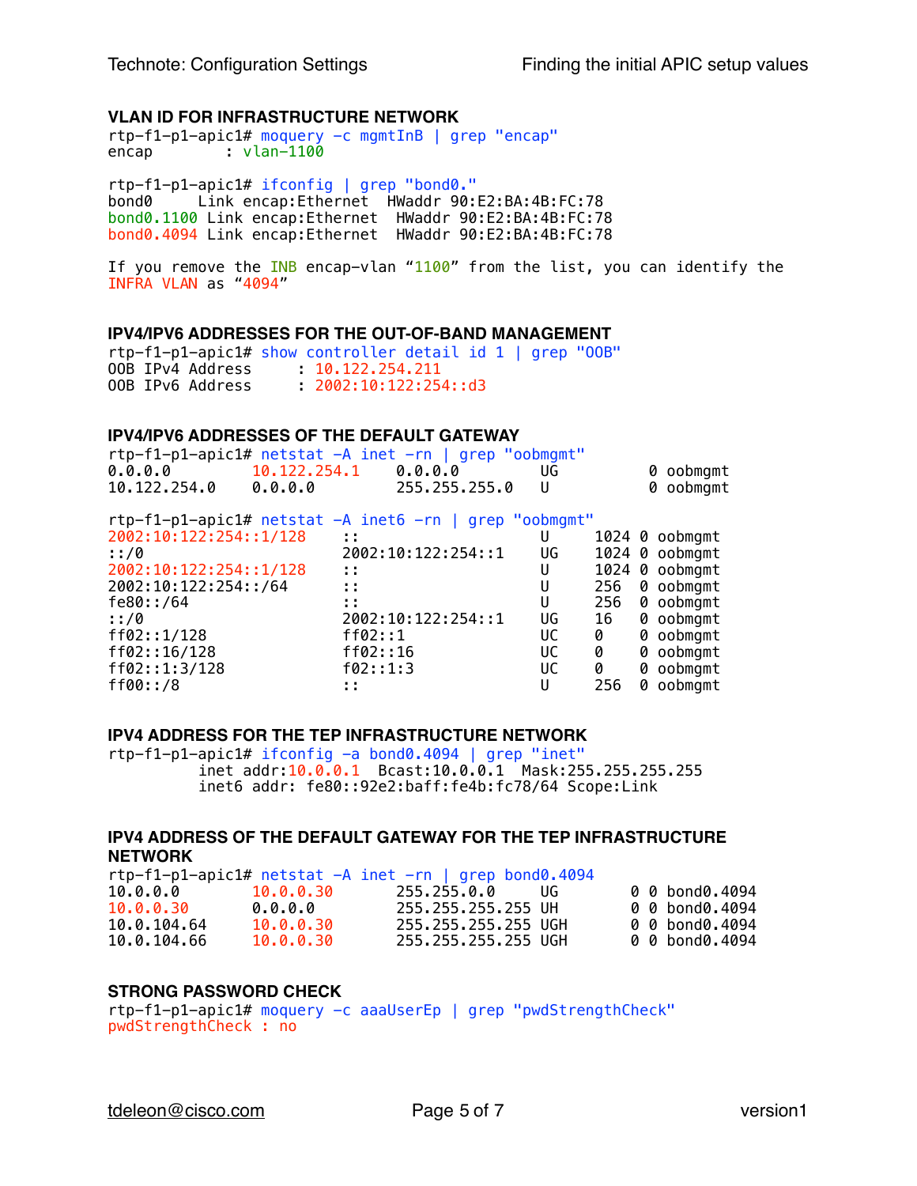### VLAN ID FOR INFRASTRUCTURE NETWORK

```
rtp-f1-p1-apic1# moquery -c mgmtInB | grep "encap"
encap        : vlan-1100

rtp-f1-p1-apic1# ifconfig | grep "bond0."
bond0     Link encap:Ethernet  HWaddr 90:E2:BA:4B:FC:78
bond0.1100 Link encap:Ethernet  HWaddr 90:E2:BA:4B:FC:78
bond0.4094 Link encap:Ethernet  HWaddr 90:E2:BA:4B:FC:78
```

If you remove the INB encap-vlan "1100" from the list, you can identify the INFRA VLAN as "4094"

### IPV4/IPV6 ADDRESSES FOR THE OUT-OF-BAND MANAGEMENT

```
rtp-f1-p1-apic1# show controller detail id 1 | grep "OOB"
OOB IPv4 Address     : 10.122.254.211
OOB IPv6 Address     : 2002:10:122:254::d3
```

### IPV4/IPV6 ADDRESSES OF THE DEFAULT GATEWAY

```
rtp-f1-p1-apic1# netstat -A inet -rn | grep "oobmgmt"
0.0.0.0         10.122.254.1    0.0.0.0         UG          0 oobmgmt
10.122.254.0    0.0.0.0         255.255.255.0   U           0 oobmgmt

rtp-f1-p1-apic1# netstat -A inet6 -rn | grep "oobmgmt"
2002:10:122:254::1/128      ::                    U     1024 0 oobmgmt
::/0                        2002:10:122:254::1    UG    1024 0 oobmgmt
2002:10:122:254::1/128      ::                    U     1024 0 oobmgmt
2002:10:122:254::/64        ::                    U     256  0 oobmgmt
fe80::/64                   ::                    U     256  0 oobmgmt
::/0                        2002:10:122:254::1    UG    16   0 oobmgmt
ff02::1/128                 ff02::1               UC    0    0 oobmgmt
ff02::16/128                ff02::16              UC    0    0 oobmgmt
ff02::1:3/128               f02::1:3              UC    0    0 oobmgmt
ff00::/8                    ::                    U     256  0 oobmgmt
```

### IPV4 ADDRESS FOR THE TEP INFRASTRUCTURE NETWORK

```
rtp-f1-p1-apic1# ifconfig -a bond0.4094 | grep "inet"
          inet addr:10.0.0.1  Bcast:10.0.0.1  Mask:255.255.255.255
          inet6 addr: fe80::92e2:baff:fe4b:fc78/64 Scope:Link
```

### IPV4 ADDRESS OF THE DEFAULT GATEWAY FOR THE TEP INFRASTRUCTURE NETWORK

```
rtp-f1-p1-apic1# netstat -A inet -rn | grep bond0.4094
10.0.0.0        10.0.0.30       255.255.0.0     UG        0 0 bond0.4094
10.0.0.30       0.0.0.0         255.255.255.255 UH        0 0 bond0.4094
10.0.104.64     10.0.0.30       255.255.255.255 UGH       0 0 bond0.4094
10.0.104.66     10.0.0.30       255.255.255.255 UGH       0 0 bond0.4094
```

### STRONG PASSWORD CHECK

```
rtp-f1-p1-apic1# moquery -c aaaUserEp | grep "pwdStrengthCheck"
pwdStrengthCheck : no
```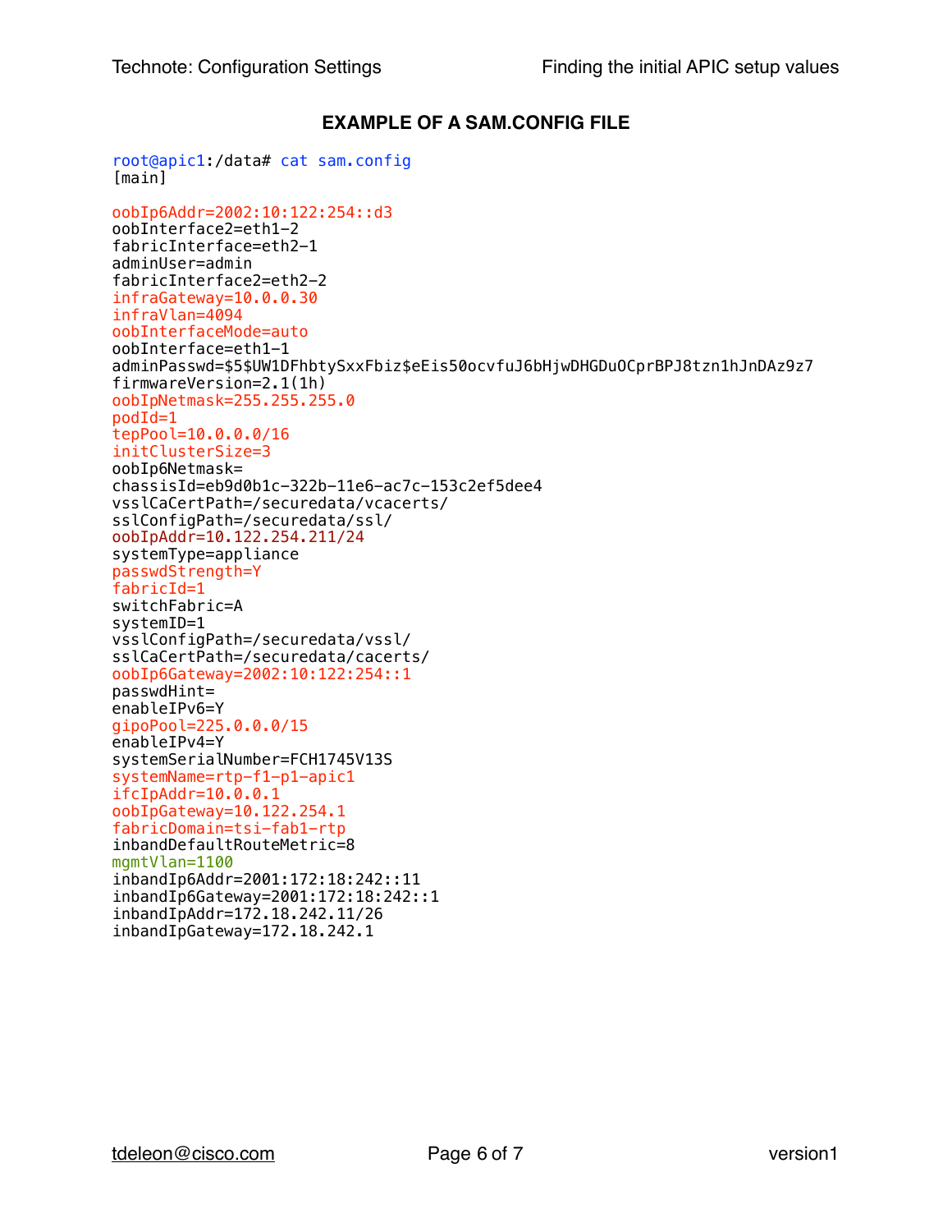**EXAMPLE OF A SAM.CONFIG FILE**

```
root@apic1:/data# cat sam.config
[main]

oobIp6Addr=2002:10:122:254::d3
oobInterface2=eth1-2
fabricInterface=eth2-1
adminUser=admin
fabricInterface2=eth2-2
infraGateway=10.0.0.30
infraVlan=4094
oobInterfaceMode=auto
oobInterface=eth1-1
adminPasswd=$5$UW1DFhbtySxxFbiz$eEis50ocvfuJ6bHjwDHGDuOCprBPJ8tzn1hJnDAz9z7
firmwareVersion=2.1(1h)
oobIpNetmask=255.255.255.0
podId=1
tepPool=10.0.0.0/16
initClusterSize=3
oobIp6Netmask=
chassisId=eb9d0b1c-322b-11e6-ac7c-153c2ef5dee4
vsslCaCertPath=/securedata/vcacerts/
sslConfigPath=/securedata/ssl/
oobIpAddr=10.122.254.211/24
systemType=appliance
passwdStrength=Y
fabricId=1
switchFabric=A
systemID=1
vsslConfigPath=/securedata/vssl/
sslCaCertPath=/securedata/cacerts/
oobIp6Gateway=2002:10:122:254::1
passwdHint=
enableIPv6=Y
gipoPool=225.0.0.0/15
enableIPv4=Y
systemSerialNumber=FCH1745V13S
systemName=rtp-f1-p1-apic1
ifcIpAddr=10.0.0.1
oobIpGateway=10.122.254.1
fabricDomain=tsi-fab1-rtp
inbandDefaultRouteMetric=8
mgmtVlan=1100
inbandIp6Addr=2001:172:18:242::11
inbandIp6Gateway=2001:172:18:242::1
inbandIpAddr=172.18.242.11/26
inbandIpGateway=172.18.242.1
```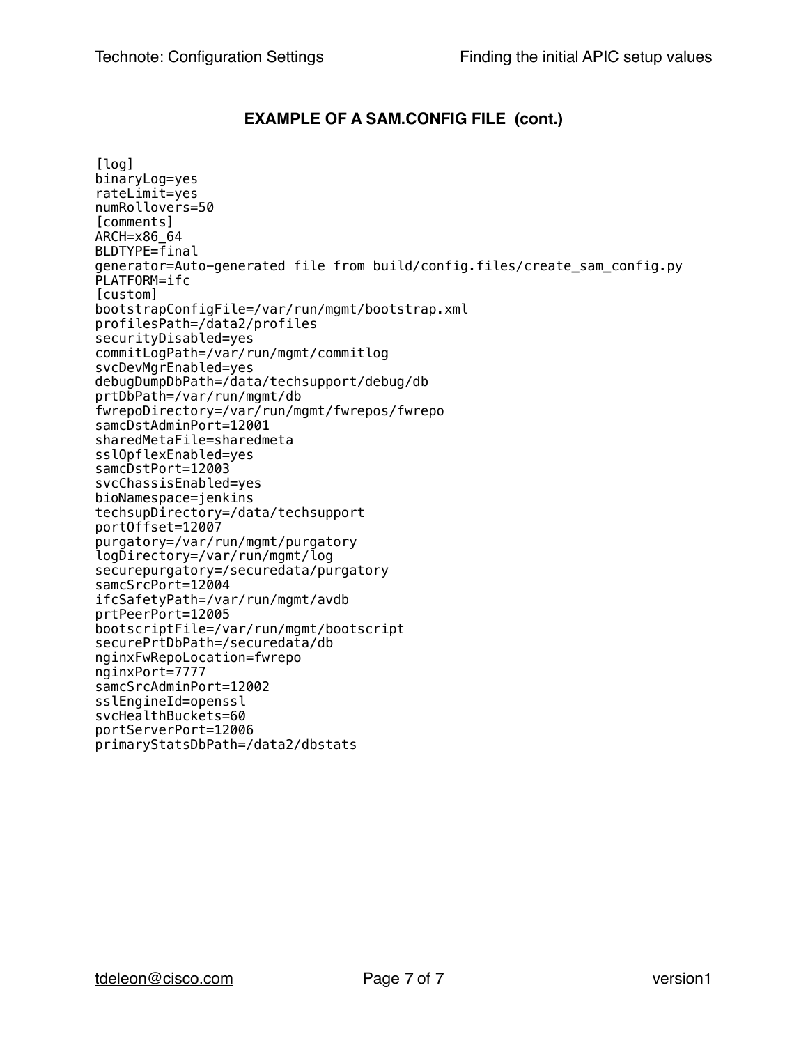## EXAMPLE OF A SAM.CONFIG FILE (cont.)

```
[log]
binaryLog=yes
rateLimit=yes
numRollovers=50
[comments]
ARCH=x86_64
BLDTYPE=final
generator=Auto-generated file from build/config.files/create_sam_config.py
PLATFORM=ifc
[custom]
bootstrapConfigFile=/var/run/mgmt/bootstrap.xml
profilesPath=/data2/profiles
securityDisabled=yes
commitLogPath=/var/run/mgmt/commitlog
svcDevMgrEnabled=yes
debugDumpDbPath=/data/techsupport/debug/db
prtDbPath=/var/run/mgmt/db
fwrepoDirectory=/var/run/mgmt/fwrepos/fwrepo
samcDstAdminPort=12001
sharedMetaFile=sharedmeta
sslOpflexEnabled=yes
samcDstPort=12003
svcChassisEnabled=yes
bioNamespace=jenkins
techsupDirectory=/data/techsupport
portOffset=12007
purgatory=/var/run/mgmt/purgatory
logDirectory=/var/run/mgmt/log
securepurgatory=/securedata/purgatory
samcSrcPort=12004
ifcSafetyPath=/var/run/mgmt/avdb
prtPeerPort=12005
bootscriptFile=/var/run/mgmt/bootscript
securePrtDbPath=/securedata/db
nginxFwRepoLocation=fwrepo
nginxPort=7777
samcSrcAdminPort=12002
sslEngineId=openssl
svcHealthBuckets=60
portServerPort=12006
primaryStatsDbPath=/data2/dbstats
```